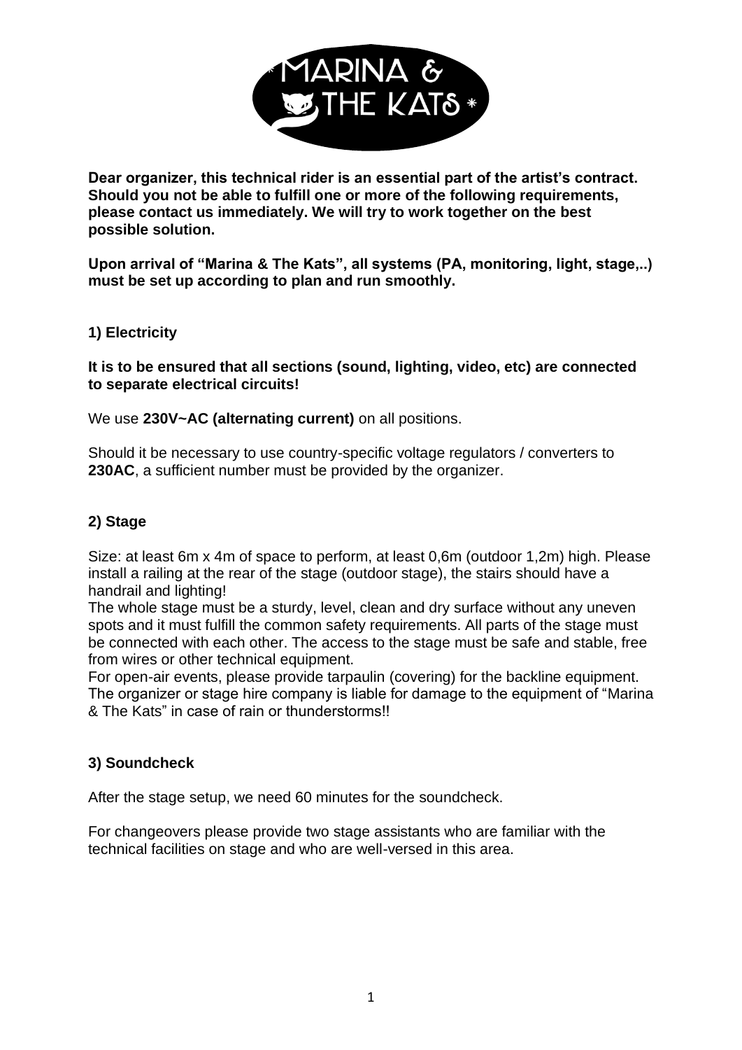**Dear organizer, this technical rider is an essential part of the artist's contract. Should you not be able to fulfill one or more of the following requirements, please contact us immediately. We will try to work together on the best possible solution.**

**Upon arrival of "Marina & The Kats", all systems (PA, monitoring, light, stage,..) must be set up according to plan and run smoothly.**

## 1) Electricity

**It is to be ensured that all sections (sound, lighting, video, etc) are connected to separate electrical circuits!**

We use **230V~AC (alternating current)** on all positions.

Should it be necessary to use country-specific voltage regulators / converters to **230AC**, a sufficient number must be provided by the organizer.

## 2) Stage

Size: at least 6m x 4m of space to perform, at least 0,6m (outdoor 1,2m) high. Please install a railing at the rear of the stage (outdoor stage), the stairs should have a handrail and lighting!

The whole stage must be a sturdy, level, clean and dry surface without any uneven spots and it must fulfill the common safety requirements. All parts of the stage must be connected with each other. The access to the stage must be safe and stable, free from wires or other technical equipment.

For open-air events, please provide tarpaulin (covering) for the backline equipment. The organizer or stage hire company is liable for damage to the equipment of "Marina & The Kats" in case of rain or thunderstorms!!

## 3) Soundcheck

After the stage setup, we need 60 minutes for the soundcheck.

For changeovers please provide two stage assistants who are familiar with the technical facilities on stage and who are well-versed in this area.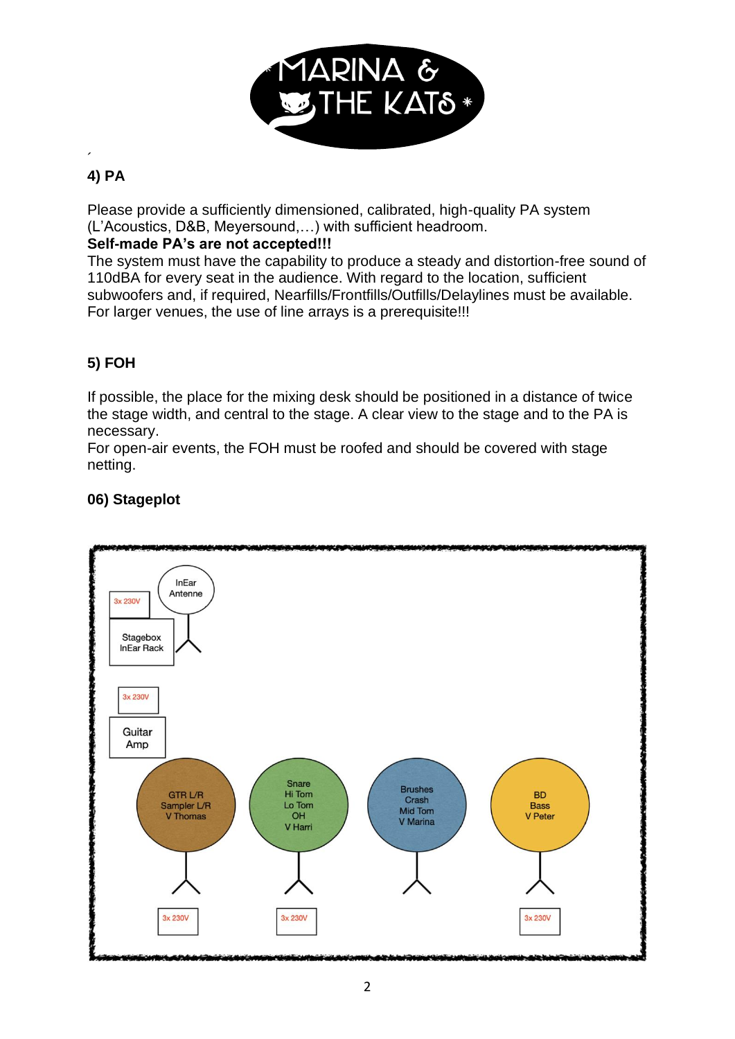## 4) PA

Please provide a sufficiently dimensioned, calibrated, high-quality PA system (L'Acoustics, D&B, Meyersound,…) with sufficient headroom.

**Self-made PA's are not accepted!!!**

The system must have the capability to produce a steady and distortion-free sound of 110dBA for every seat in the audience. With regard to the location, sufficient subwoofers and, if required, Nearfills/Frontfills/Outfills/Delaylines must be available. For larger venues, the use of line arrays is a prerequisite!!!

## 5) FOH

If possible, the place for the mixing desk should be positioned in a distance of twice the stage width, and central to the stage. A clear view to the stage and to the PA is necessary.

For open-air events, the FOH must be roofed and should be covered with stage netting.

## 06) Stageplot

InEar Antenne

3x 230V

Stagebox InEar Rack

3x 230V

Guitar Amp

GTR L/R Sampler L/R V Thomas

Snare Hi Tom Lo Tom OH V Harri

Brushes Crash Mid Tom V Marina

BD Bass V Peter

3x 230V

3x 230V

3x 230V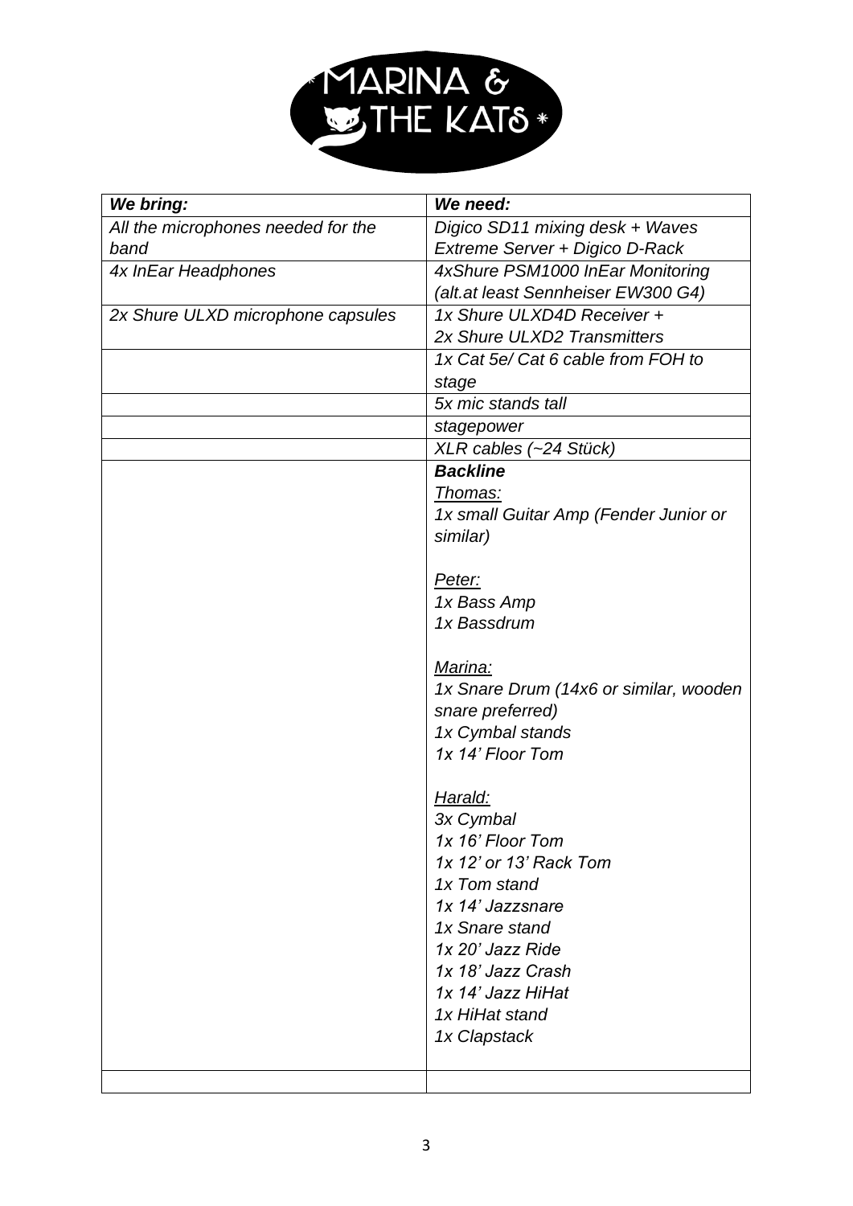MARINA & THE KATS

| *We bring:* | *We need:* |
| --- | --- |
| *All the microphones needed for the band* | *Digico SD11 mixing desk + Waves Extreme Server + Digico D-Rack* |
| *4x InEar Headphones* | *4xShure PSM1000 InEar Monitoring (alt.at least Sennheiser EW300 G4)* |
| *2x Shure ULXD microphone capsules* | *1x Shure ULXD4D Receiver + 2x Shure ULXD2 Transmitters* |
| | *1x Cat 5e/ Cat 6 cable from FOH to stage* |
| | *5x mic stands tall* |
| | *stagepower* |
| | *XLR cables (~24 Stück)* |
| | ***Backline***<br>*Thomas:*<br>*1x small Guitar Amp (Fender Junior or similar)*<br><br>*Peter:*<br>*1x Bass Amp*<br>*1x Bassdrum*<br><br>*Marina:*<br>*1x Snare Drum (14x6 or similar, wooden snare preferred)*<br>*1x Cymbal stands*<br>*1x 14' Floor Tom*<br><br>*Harald:*<br>*3x Cymbal*<br>*1x 16' Floor Tom*<br>*1x 12' or 13' Rack Tom*<br>*1x Tom stand*<br>*1x 14' Jazzsnare*<br>*1x Snare stand*<br>*1x 20' Jazz Ride*<br>*1x 18' Jazz Crash*<br>*1x 14' Jazz HiHat*<br>*1x HiHat stand*<br>*1x Clapstack* |
| | |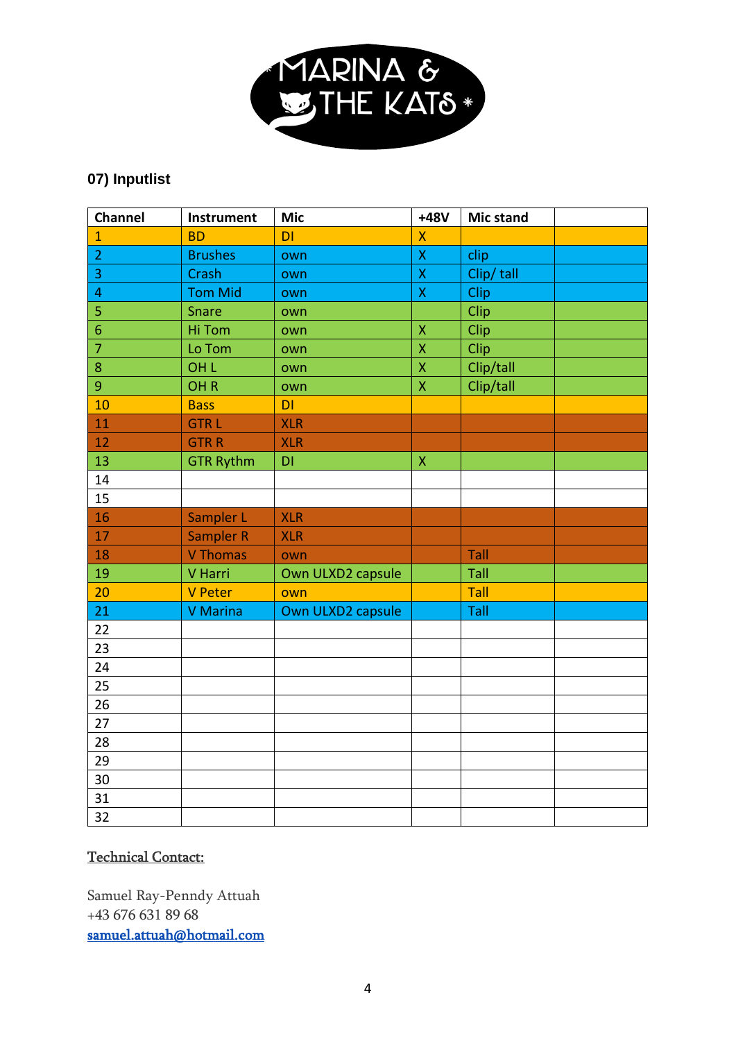## 07) Inputlist

| Channel | Instrument | Mic | +48V | Mic stand | |
|---|---|---|---|---|---|
| 1 | BD | DI | X | | |
| 2 | Brushes | own | X | clip | |
| 3 | Crash | own | X | Clip/ tall | |
| 4 | Tom Mid | own | X | Clip | |
| 5 | Snare | own | | Clip | |
| 6 | Hi Tom | own | X | Clip | |
| 7 | Lo Tom | own | X | Clip | |
| 8 | OH L | own | X | Clip/tall | |
| 9 | OH R | own | X | Clip/tall | |
| 10 | Bass | DI | | | |
| 11 | GTR L | XLR | | | |
| 12 | GTR R | XLR | | | |
| 13 | GTR Rythm | DI | X | | |
| 14 | | | | | |
| 15 | | | | | |
| 16 | Sampler L | XLR | | | |
| 17 | Sampler R | XLR | | | |
| 18 | V Thomas | own | | Tall | |
| 19 | V Harri | Own ULXD2 capsule | | Tall | |
| 20 | V Peter | own | | Tall | |
| 21 | V Marina | Own ULXD2 capsule | | Tall | |
| 22 | | | | | |
| 23 | | | | | |
| 24 | | | | | |
| 25 | | | | | |
| 26 | | | | | |
| 27 | | | | | |
| 28 | | | | | |
| 29 | | | | | |
| 30 | | | | | |
| 31 | | | | | |
| 32 | | | | | |

**Technical Contact:**

Samuel Ray-Penndy Attuah
+43 676 631 89 68
samuel.attuah@hotmail.com